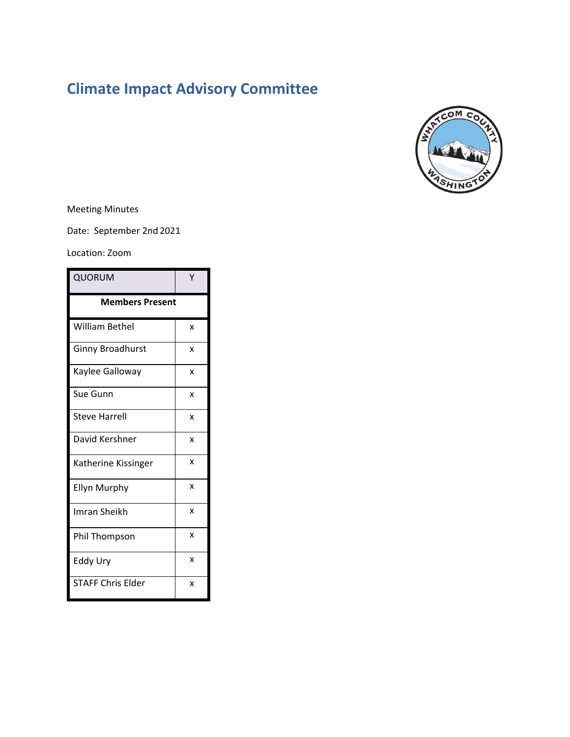# Climate Impact Advisory Committee

Meeting Minutes

Date: September 2nd 2021

Location: Zoom

| QUORUM | Y |
|---|---|
| **Members Present** | |
| William Bethel | x |
| Ginny Broadhurst | x |
| Kaylee Galloway | x |
| Sue Gunn | x |
| Steve Harrell | x |
| David Kershner | x |
| Katherine Kissinger | x |
| Ellyn Murphy | x |
| Imran Sheikh | x |
| Phil Thompson | x |
| Eddy Ury | x |
| STAFF Chris Elder | x |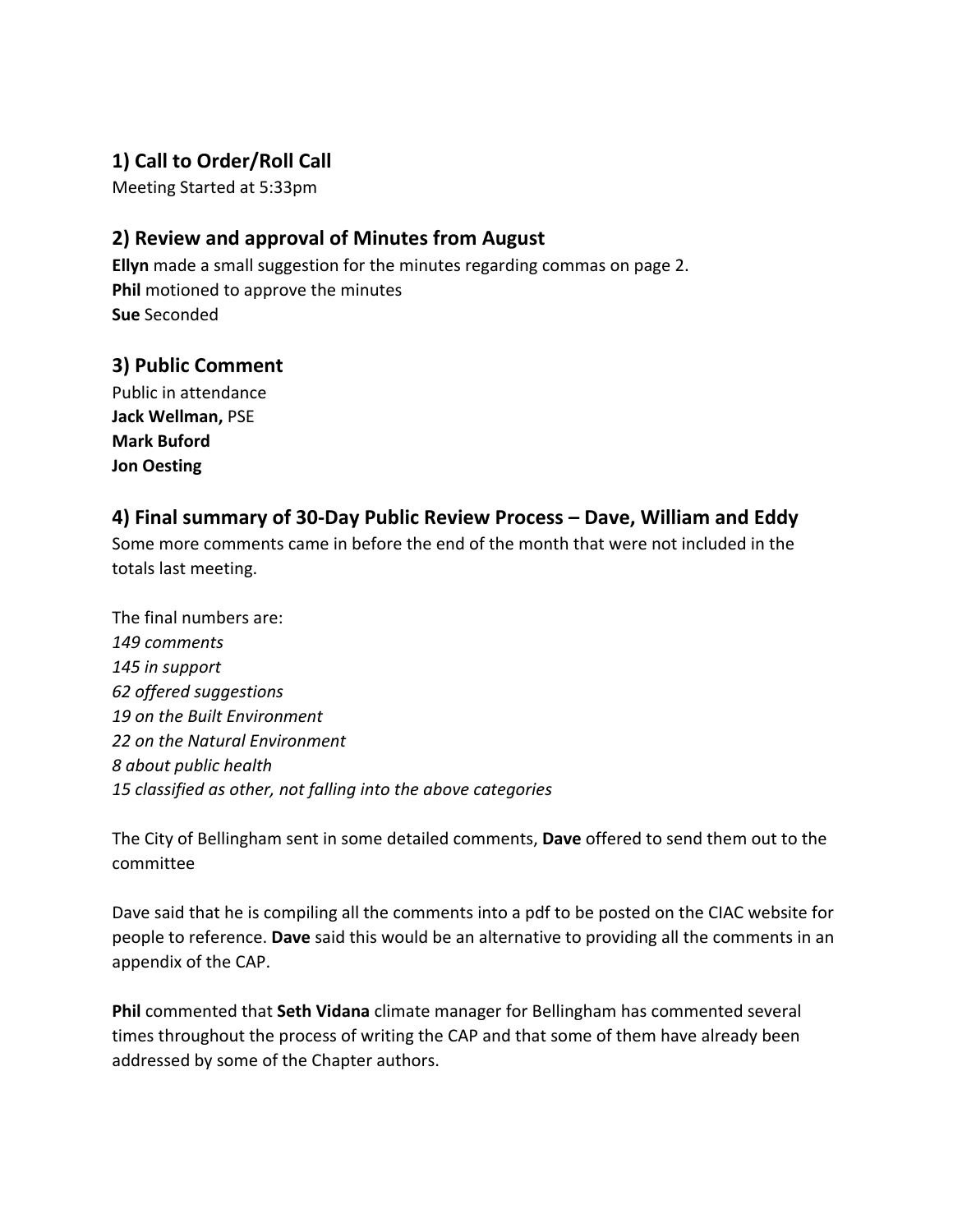## 1) Call to Order/Roll Call

Meeting Started at 5:33pm

## 2) Review and approval of Minutes from August

**Ellyn** made a small suggestion for the minutes regarding commas on page 2.
**Phil** motioned to approve the minutes
**Sue** Seconded

## 3) Public Comment

Public in attendance
**Jack Wellman,** PSE
**Mark Buford**
**Jon Oesting**

## 4) Final summary of 30-Day Public Review Process – Dave, William and Eddy

Some more comments came in before the end of the month that were not included in the totals last meeting.

The final numbers are:
*149 comments*
*145 in support*
*62 offered suggestions*
*19 on the Built Environment*
*22 on the Natural Environment*
*8 about public health*
*15 classified as other, not falling into the above categories*

The City of Bellingham sent in some detailed comments, **Dave** offered to send them out to the committee

Dave said that he is compiling all the comments into a pdf to be posted on the CIAC website for people to reference. **Dave** said this would be an alternative to providing all the comments in an appendix of the CAP.

**Phil** commented that **Seth Vidana** climate manager for Bellingham has commented several times throughout the process of writing the CAP and that some of them have already been addressed by some of the Chapter authors.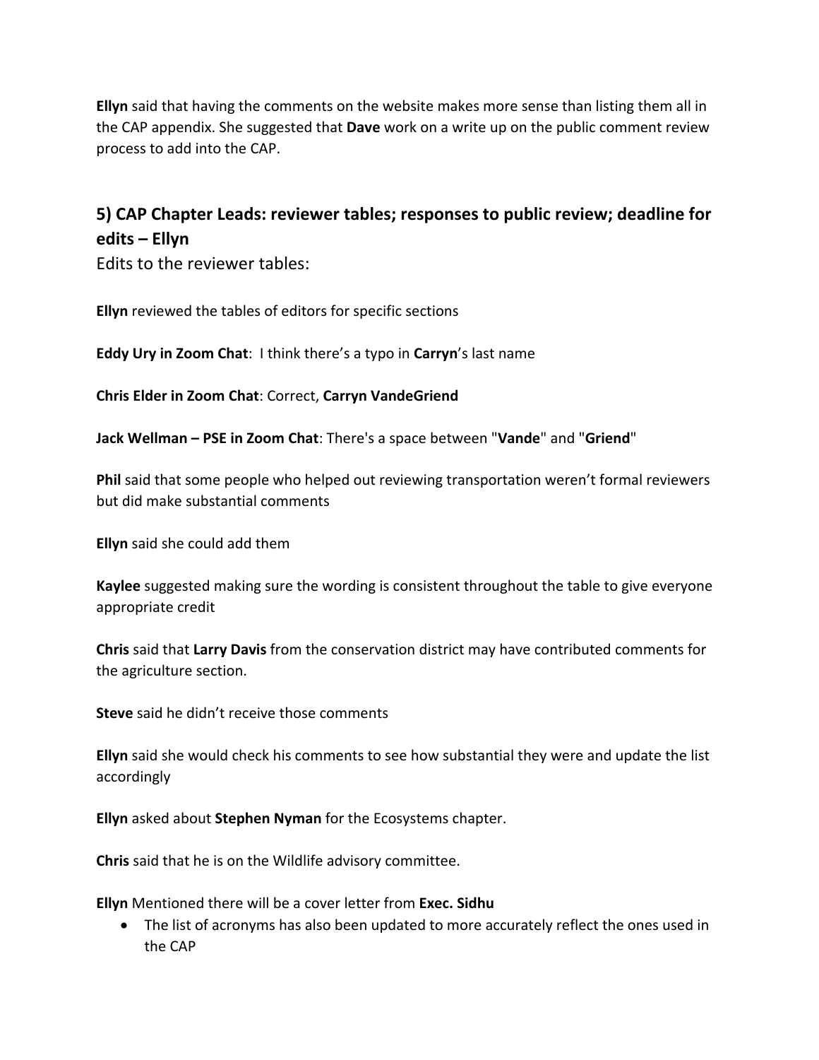**Ellyn** said that having the comments on the website makes more sense than listing them all in the CAP appendix. She suggested that **Dave** work on a write up on the public comment review process to add into the CAP.

## 5) CAP Chapter Leads: reviewer tables; responses to public review; deadline for edits – Ellyn

Edits to the reviewer tables:

**Ellyn** reviewed the tables of editors for specific sections

**Eddy Ury in Zoom Chat**: I think there's a typo in **Carryn**'s last name

**Chris Elder in Zoom Chat**: Correct, **Carryn VandeGriend**

**Jack Wellman – PSE in Zoom Chat**: There's a space between "**Vande**" and "**Griend**"

**Phil** said that some people who helped out reviewing transportation weren't formal reviewers but did make substantial comments

**Ellyn** said she could add them

**Kaylee** suggested making sure the wording is consistent throughout the table to give everyone appropriate credit

**Chris** said that **Larry Davis** from the conservation district may have contributed comments for the agriculture section.

**Steve** said he didn't receive those comments

**Ellyn** said she would check his comments to see how substantial they were and update the list accordingly

**Ellyn** asked about **Stephen Nyman** for the Ecosystems chapter.

**Chris** said that he is on the Wildlife advisory committee.

**Ellyn** Mentioned there will be a cover letter from **Exec. Sidhu**

- The list of acronyms has also been updated to more accurately reflect the ones used in the CAP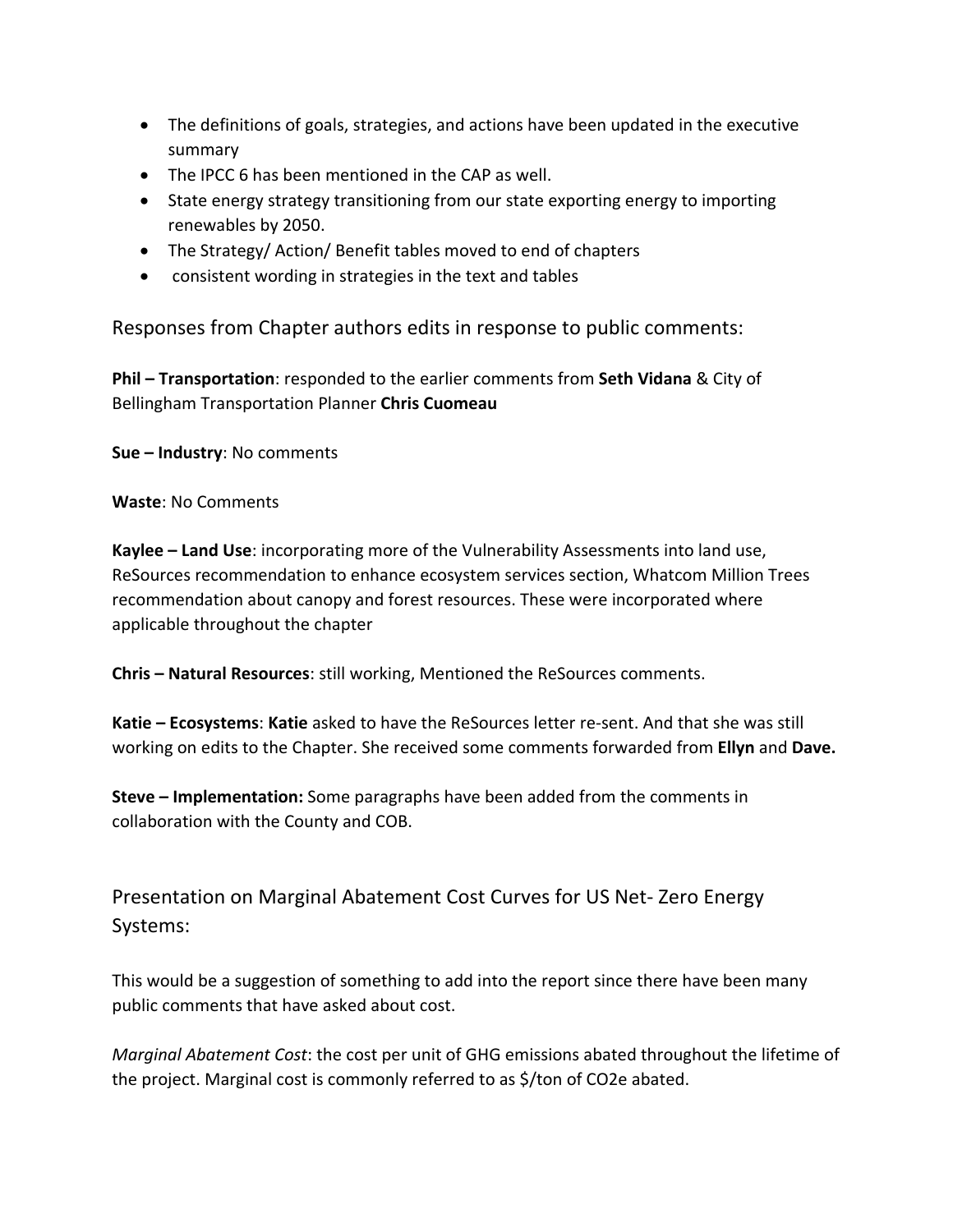- The definitions of goals, strategies, and actions have been updated in the executive summary
- The IPCC 6 has been mentioned in the CAP as well.
- State energy strategy transitioning from our state exporting energy to importing renewables by 2050.
- The Strategy/ Action/ Benefit tables moved to end of chapters
- consistent wording in strategies in the text and tables

## Responses from Chapter authors edits in response to public comments:

**Phil – Transportation**: responded to the earlier comments from **Seth Vidana** & City of Bellingham Transportation Planner **Chris Cuomeau**

**Sue – Industry**: No comments

**Waste**: No Comments

**Kaylee – Land Use**: incorporating more of the Vulnerability Assessments into land use, ReSources recommendation to enhance ecosystem services section, Whatcom Million Trees recommendation about canopy and forest resources. These were incorporated where applicable throughout the chapter

**Chris – Natural Resources**: still working, Mentioned the ReSources comments.

**Katie – Ecosystems**: **Katie** asked to have the ReSources letter re-sent. And that she was still working on edits to the Chapter. She received some comments forwarded from **Ellyn** and **Dave.**

**Steve – Implementation:** Some paragraphs have been added from the comments in collaboration with the County and COB.

## Presentation on Marginal Abatement Cost Curves for US Net- Zero Energy Systems:

This would be a suggestion of something to add into the report since there have been many public comments that have asked about cost.

*Marginal Abatement Cost*: the cost per unit of GHG emissions abated throughout the lifetime of the project. Marginal cost is commonly referred to as $/ton of $CO_2e$ abated.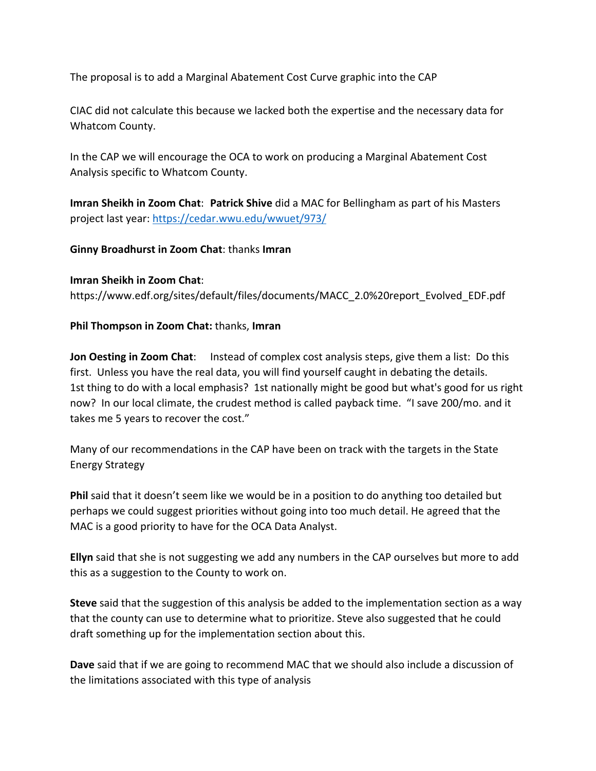The proposal is to add a Marginal Abatement Cost Curve graphic into the CAP

CIAC did not calculate this because we lacked both the expertise and the necessary data for Whatcom County.

In the CAP we will encourage the OCA to work on producing a Marginal Abatement Cost Analysis specific to Whatcom County.

**Imran Sheikh in Zoom Chat**: **Patrick Shive** did a MAC for Bellingham as part of his Masters project last year: https://cedar.wwu.edu/wwuet/973/

**Ginny Broadhurst in Zoom Chat**: thanks **Imran**

**Imran Sheikh in Zoom Chat**:
https://www.edf.org/sites/default/files/documents/MACC_2.0%20report_Evolved_EDF.pdf

**Phil Thompson in Zoom Chat:** thanks, **Imran**

**Jon Oesting in Zoom Chat**: Instead of complex cost analysis steps, give them a list: Do this first. Unless you have the real data, you will find yourself caught in debating the details. 1st thing to do with a local emphasis? 1st nationally might be good but what's good for us right now? In our local climate, the crudest method is called payback time. "I save 200/mo. and it takes me 5 years to recover the cost."

Many of our recommendations in the CAP have been on track with the targets in the State Energy Strategy

**Phil** said that it doesn't seem like we would be in a position to do anything too detailed but perhaps we could suggest priorities without going into too much detail. He agreed that the MAC is a good priority to have for the OCA Data Analyst.

**Ellyn** said that she is not suggesting we add any numbers in the CAP ourselves but more to add this as a suggestion to the County to work on.

**Steve** said that the suggestion of this analysis be added to the implementation section as a way that the county can use to determine what to prioritize. Steve also suggested that he could draft something up for the implementation section about this.

**Dave** said that if we are going to recommend MAC that we should also include a discussion of the limitations associated with this type of analysis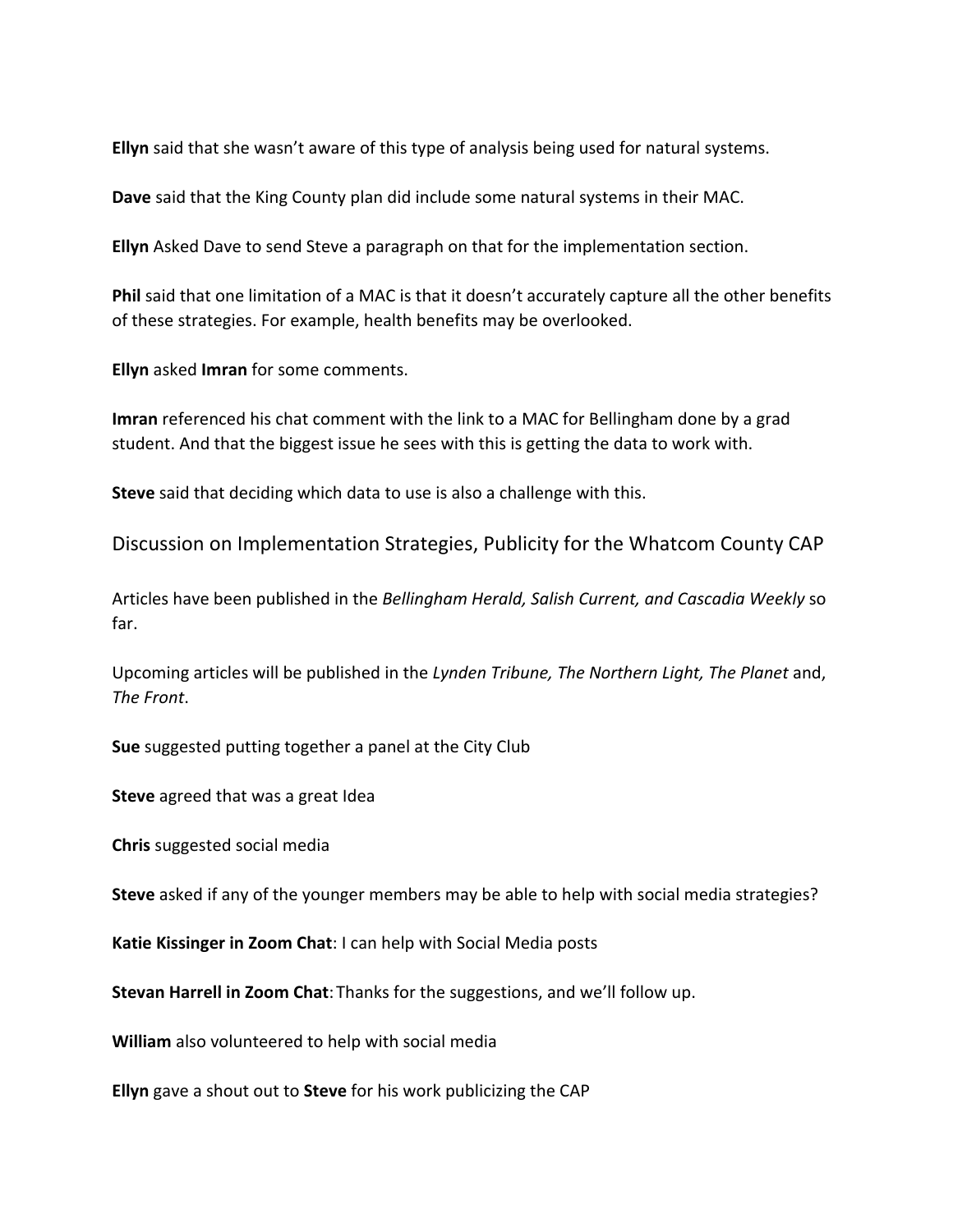**Ellyn** said that she wasn't aware of this type of analysis being used for natural systems.

**Dave** said that the King County plan did include some natural systems in their MAC.

**Ellyn** Asked Dave to send Steve a paragraph on that for the implementation section.

**Phil** said that one limitation of a MAC is that it doesn't accurately capture all the other benefits of these strategies. For example, health benefits may be overlooked.

**Ellyn** asked **Imran** for some comments.

**Imran** referenced his chat comment with the link to a MAC for Bellingham done by a grad student. And that the biggest issue he sees with this is getting the data to work with.

**Steve** said that deciding which data to use is also a challenge with this.

## Discussion on Implementation Strategies, Publicity for the Whatcom County CAP

Articles have been published in the *Bellingham Herald, Salish Current, and Cascadia Weekly* so far.

Upcoming articles will be published in the *Lynden Tribune, The Northern Light, The Planet* and, *The Front*.

**Sue** suggested putting together a panel at the City Club

**Steve** agreed that was a great Idea

**Chris** suggested social media

**Steve** asked if any of the younger members may be able to help with social media strategies?

**Katie Kissinger in Zoom Chat**: I can help with Social Media posts

**Stevan Harrell in Zoom Chat**: Thanks for the suggestions, and we'll follow up.

**William** also volunteered to help with social media

**Ellyn** gave a shout out to **Steve** for his work publicizing the CAP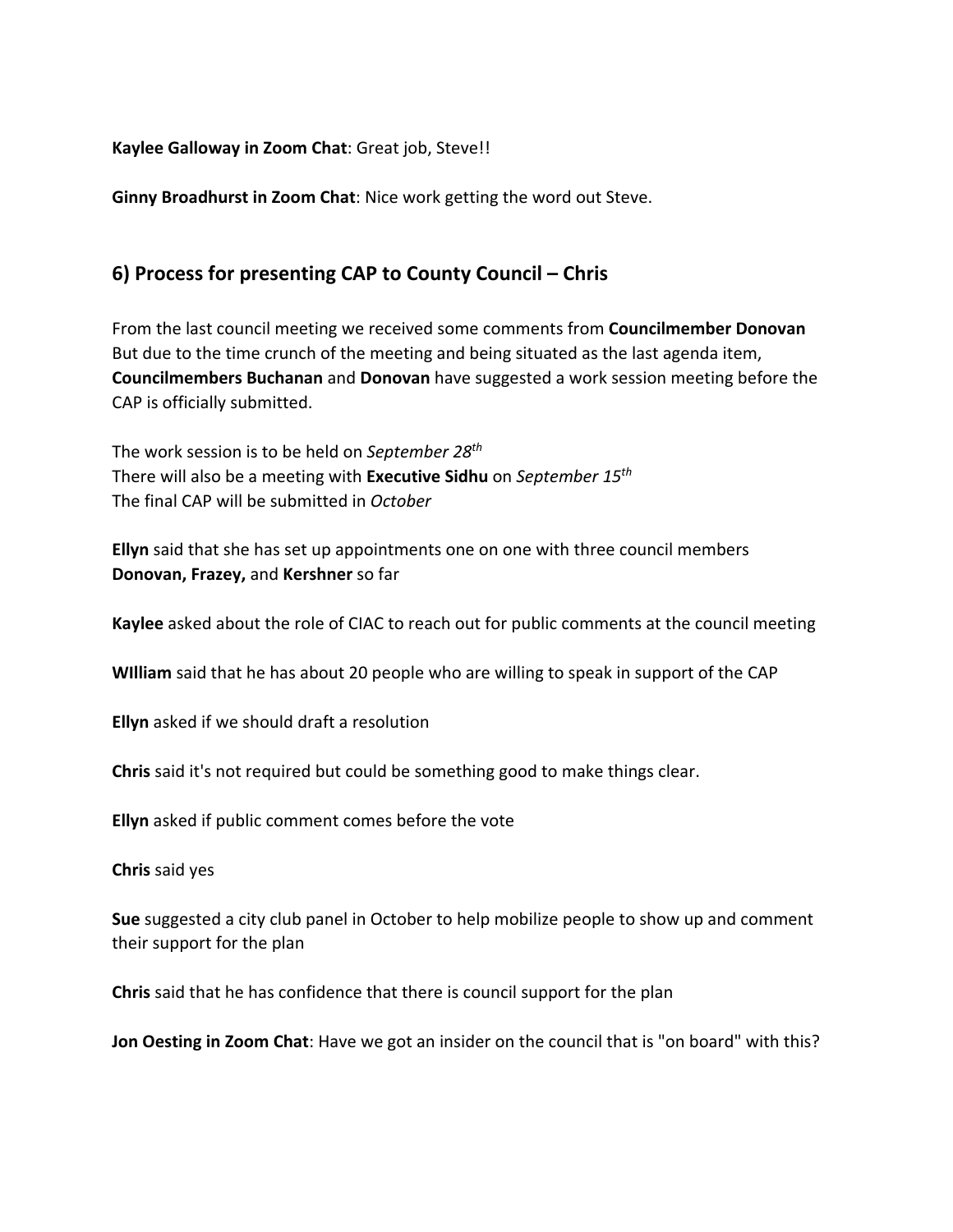**Kaylee Galloway in Zoom Chat**: Great job, Steve!!

**Ginny Broadhurst in Zoom Chat**: Nice work getting the word out Steve.

## 6) Process for presenting CAP to County Council – Chris

From the last council meeting we received some comments from **Councilmember Donovan** But due to the time crunch of the meeting and being situated as the last agenda item, **Councilmembers Buchanan** and **Donovan** have suggested a work session meeting before the CAP is officially submitted.

The work session is to be held on *September 28th*
There will also be a meeting with **Executive Sidhu** on *September 15th*
The final CAP will be submitted in *October*

**Ellyn** said that she has set up appointments one on one with three council members **Donovan, Frazey,** and **Kershner** so far

**Kaylee** asked about the role of CIAC to reach out for public comments at the council meeting

**WIlliam** said that he has about 20 people who are willing to speak in support of the CAP

**Ellyn** asked if we should draft a resolution

**Chris** said it's not required but could be something good to make things clear.

**Ellyn** asked if public comment comes before the vote

**Chris** said yes

**Sue** suggested a city club panel in October to help mobilize people to show up and comment their support for the plan

**Chris** said that he has confidence that there is council support for the plan

**Jon Oesting in Zoom Chat**: Have we got an insider on the council that is "on board" with this?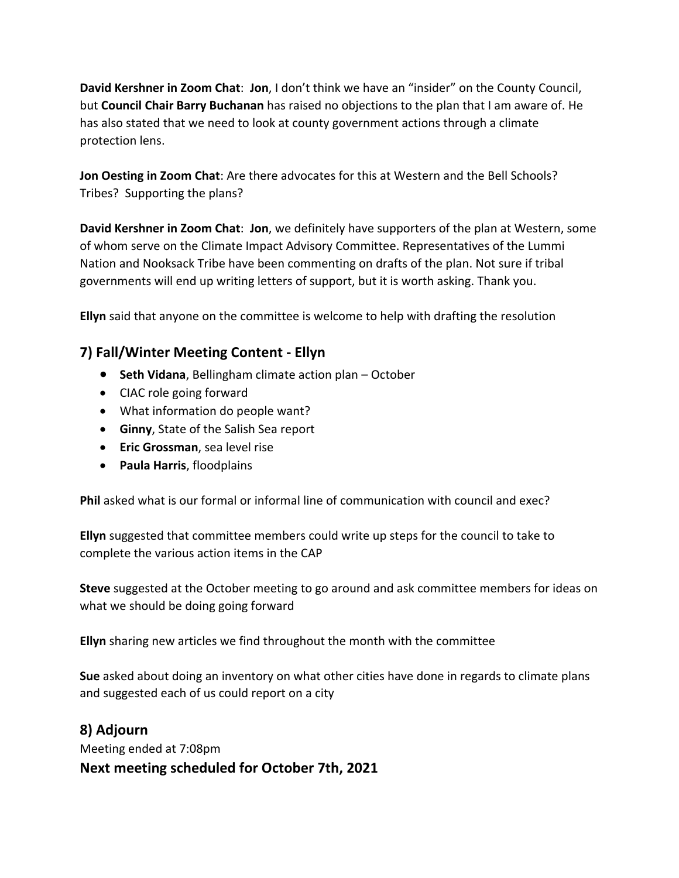**David Kershner in Zoom Chat**: **Jon**, I don't think we have an "insider" on the County Council, but **Council Chair Barry Buchanan** has raised no objections to the plan that I am aware of. He has also stated that we need to look at county government actions through a climate protection lens.

**Jon Oesting in Zoom Chat**: Are there advocates for this at Western and the Bell Schools? Tribes? Supporting the plans?

**David Kershner in Zoom Chat**: **Jon**, we definitely have supporters of the plan at Western, some of whom serve on the Climate Impact Advisory Committee. Representatives of the Lummi Nation and Nooksack Tribe have been commenting on drafts of the plan. Not sure if tribal governments will end up writing letters of support, but it is worth asking. Thank you.

**Ellyn** said that anyone on the committee is welcome to help with drafting the resolution

## 7) Fall/Winter Meeting Content - Ellyn

- **Seth Vidana**, Bellingham climate action plan – October
- CIAC role going forward
- What information do people want?
- **Ginny**, State of the Salish Sea report
- **Eric Grossman**, sea level rise
- **Paula Harris**, floodplains

**Phil** asked what is our formal or informal line of communication with council and exec?

**Ellyn** suggested that committee members could write up steps for the council to take to complete the various action items in the CAP

**Steve** suggested at the October meeting to go around and ask committee members for ideas on what we should be doing going forward

**Ellyn** sharing new articles we find throughout the month with the committee

**Sue** asked about doing an inventory on what other cities have done in regards to climate plans and suggested each of us could report on a city

## 8) Adjourn

Meeting ended at 7:08pm

**Next meeting scheduled for October 7th, 2021**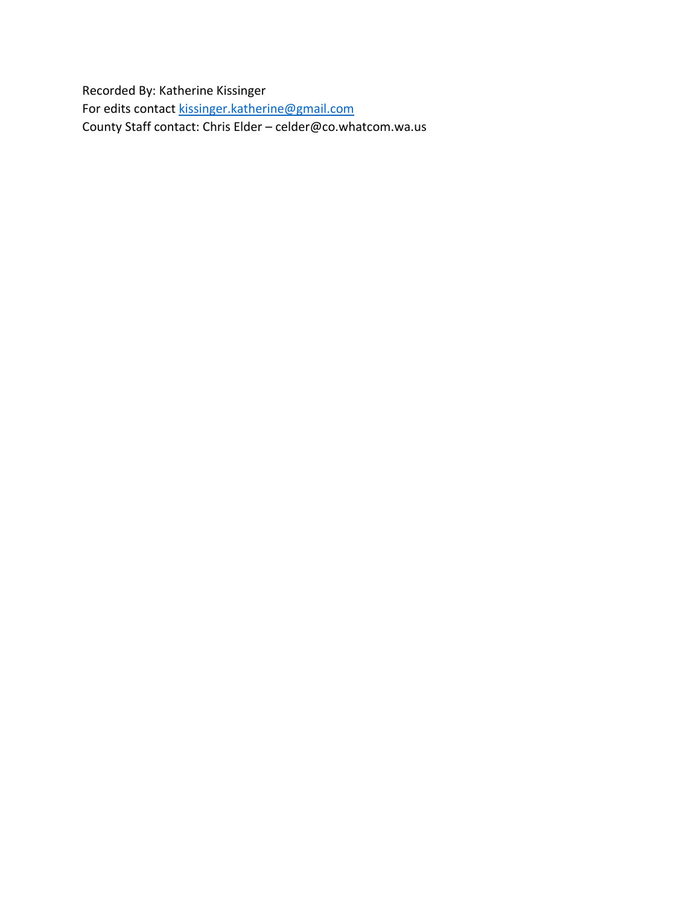Recorded By: Katherine Kissinger
For edits contact kissinger.katherine@gmail.com
County Staff contact: Chris Elder – celder@co.whatcom.wa.us